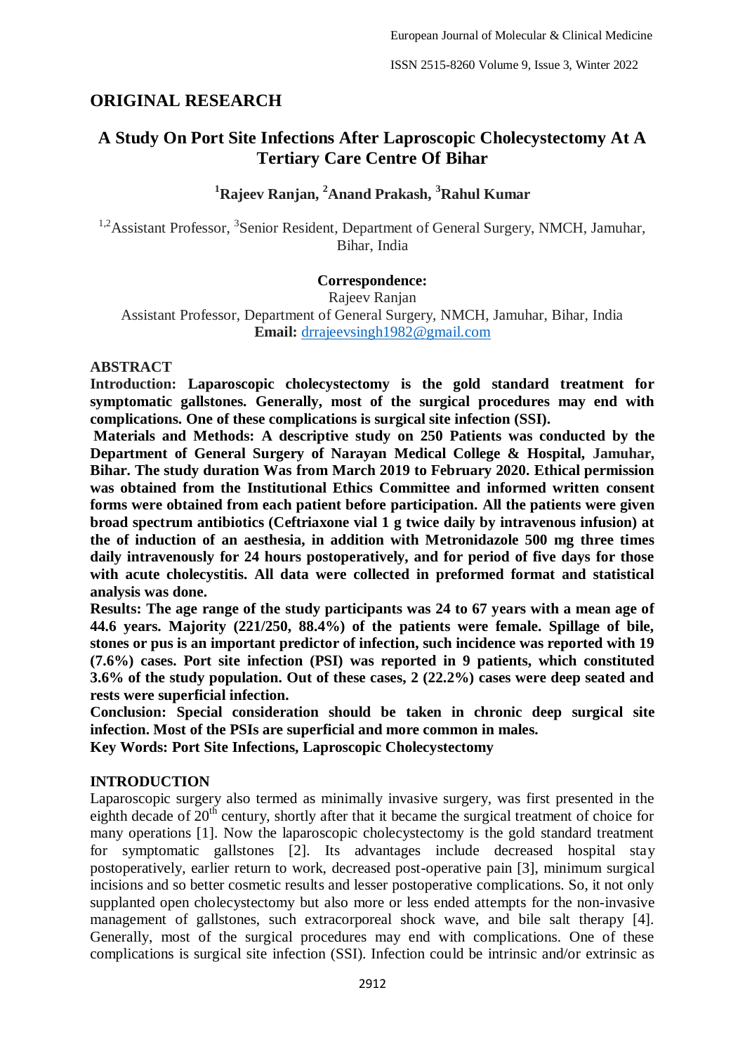## ORIGINAL RESEARCH

# A Study On Port Site Infections After Laproscopic Cholecystectomy At A Tertiary Care Centre Of Bihar

**[1]Rajeev Ranjan, [2]Anand Prakash, [3]Rahul Kumar**

[1,2]Assistant Professor, [3]Senior Resident, Department of General Surgery, NMCH, Jamuhar, Bihar, India

**Correspondence:**
Rajeev Ranjan
Assistant Professor, Department of General Surgery, NMCH, Jamuhar, Bihar, India
**Email:** drrajeevsingh1982@gmail.com

### ABSTRACT

**Introduction: Laparoscopic cholecystectomy is the gold standard treatment for symptomatic gallstones. Generally, most of the surgical procedures may end with complications. One of these complications is surgical site infection (SSI).**

**Materials and Methods: A descriptive study on 250 Patients was conducted by the Department of General Surgery of Narayan Medical College & Hospital, Jamuhar, Bihar. The study duration Was from March 2019 to February 2020. Ethical permission was obtained from the Institutional Ethics Committee and informed written consent forms were obtained from each patient before participation. All the patients were given broad spectrum antibiotics (Ceftriaxone vial 1 g twice daily by intravenous infusion) at the of induction of an aesthesia, in addition with Metronidazole 500 mg three times daily intravenously for 24 hours postoperatively, and for period of five days for those with acute cholecystitis. All data were collected in preformed format and statistical analysis was done.**

**Results: The age range of the study participants was 24 to 67 years with a mean age of 44.6 years. Majority (221/250, 88.4%) of the patients were female. Spillage of bile, stones or pus is an important predictor of infection, such incidence was reported with 19 (7.6%) cases. Port site infection (PSI) was reported in 9 patients, which constituted 3.6% of the study population. Out of these cases, 2 (22.2%) cases were deep seated and rests were superficial infection.**

**Conclusion: Special consideration should be taken in chronic deep surgical site infection. Most of the PSIs are superficial and more common in males.**

**Key Words: Port Site Infections, Laproscopic Cholecystectomy**

### INTRODUCTION

Laparoscopic surgery also termed as minimally invasive surgery, was first presented in the eighth decade of 20th century, shortly after that it became the surgical treatment of choice for many operations [1]. Now the laparoscopic cholecystectomy is the gold standard treatment for symptomatic gallstones [2]. Its advantages include decreased hospital stay postoperatively, earlier return to work, decreased post-operative pain [3], minimum surgical incisions and so better cosmetic results and lesser postoperative complications. So, it not only supplanted open cholecystectomy but also more or less ended attempts for the non-invasive management of gallstones, such extracorporeal shock wave, and bile salt therapy [4]. Generally, most of the surgical procedures may end with complications. One of these complications is surgical site infection (SSI). Infection could be intrinsic and/or extrinsic as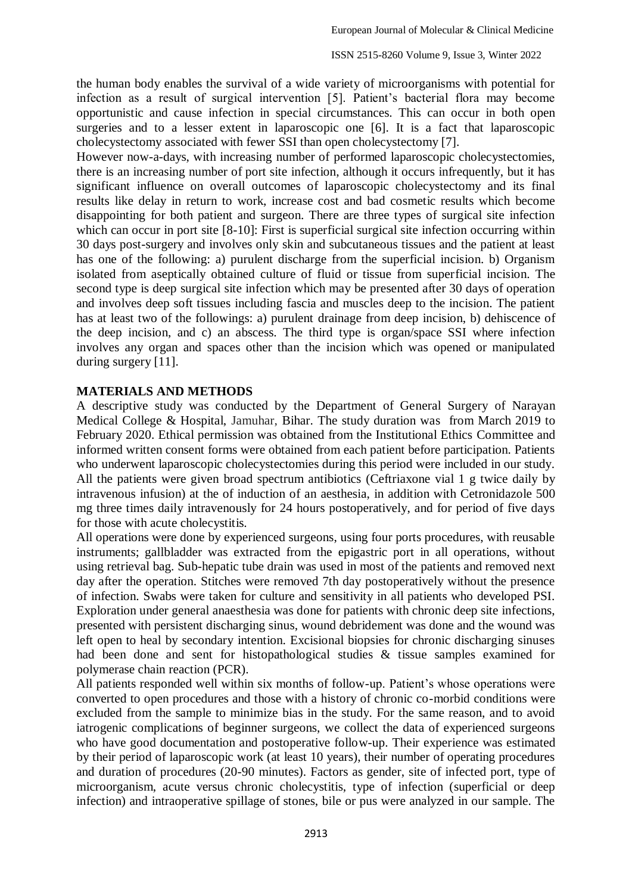the human body enables the survival of a wide variety of microorganisms with potential for infection as a result of surgical intervention [5]. Patient's bacterial flora may become opportunistic and cause infection in special circumstances. This can occur in both open surgeries and to a lesser extent in laparoscopic one [6]. It is a fact that laparoscopic cholecystectomy associated with fewer SSI than open cholecystectomy [7].

However now-a-days, with increasing number of performed laparoscopic cholecystectomies, there is an increasing number of port site infection, although it occurs infrequently, but it has significant influence on overall outcomes of laparoscopic cholecystectomy and its final results like delay in return to work, increase cost and bad cosmetic results which become disappointing for both patient and surgeon. There are three types of surgical site infection which can occur in port site [8-10]: First is superficial surgical site infection occurring within 30 days post-surgery and involves only skin and subcutaneous tissues and the patient at least has one of the following: a) purulent discharge from the superficial incision. b) Organism isolated from aseptically obtained culture of fluid or tissue from superficial incision. The second type is deep surgical site infection which may be presented after 30 days of operation and involves deep soft tissues including fascia and muscles deep to the incision. The patient has at least two of the followings: a) purulent drainage from deep incision, b) dehiscence of the deep incision, and c) an abscess. The third type is organ/space SSI where infection involves any organ and spaces other than the incision which was opened or manipulated during surgery [11].

## MATERIALS AND METHODS

A descriptive study was conducted by the Department of General Surgery of Narayan Medical College & Hospital, Jamuhar, Bihar. The study duration was from March 2019 to February 2020. Ethical permission was obtained from the Institutional Ethics Committee and informed written consent forms were obtained from each patient before participation. Patients who underwent laparoscopic cholecystectomies during this period were included in our study. All the patients were given broad spectrum antibiotics (Ceftriaxone vial 1 g twice daily by intravenous infusion) at the of induction of an aesthesia, in addition with Cetronidazole 500 mg three times daily intravenously for 24 hours postoperatively, and for period of five days for those with acute cholecystitis.

All operations were done by experienced surgeons, using four ports procedures, with reusable instruments; gallbladder was extracted from the epigastric port in all operations, without using retrieval bag. Sub-hepatic tube drain was used in most of the patients and removed next day after the operation. Stitches were removed 7th day postoperatively without the presence of infection. Swabs were taken for culture and sensitivity in all patients who developed PSI. Exploration under general anaesthesia was done for patients with chronic deep site infections, presented with persistent discharging sinus, wound debridement was done and the wound was left open to heal by secondary intention. Excisional biopsies for chronic discharging sinuses had been done and sent for histopathological studies & tissue samples examined for polymerase chain reaction (PCR).

All patients responded well within six months of follow-up. Patient's whose operations were converted to open procedures and those with a history of chronic co-morbid conditions were excluded from the sample to minimize bias in the study. For the same reason, and to avoid iatrogenic complications of beginner surgeons, we collect the data of experienced surgeons who have good documentation and postoperative follow-up. Their experience was estimated by their period of laparoscopic work (at least 10 years), their number of operating procedures and duration of procedures (20-90 minutes). Factors as gender, site of infected port, type of microorganism, acute versus chronic cholecystitis, type of infection (superficial or deep infection) and intraoperative spillage of stones, bile or pus were analyzed in our sample. The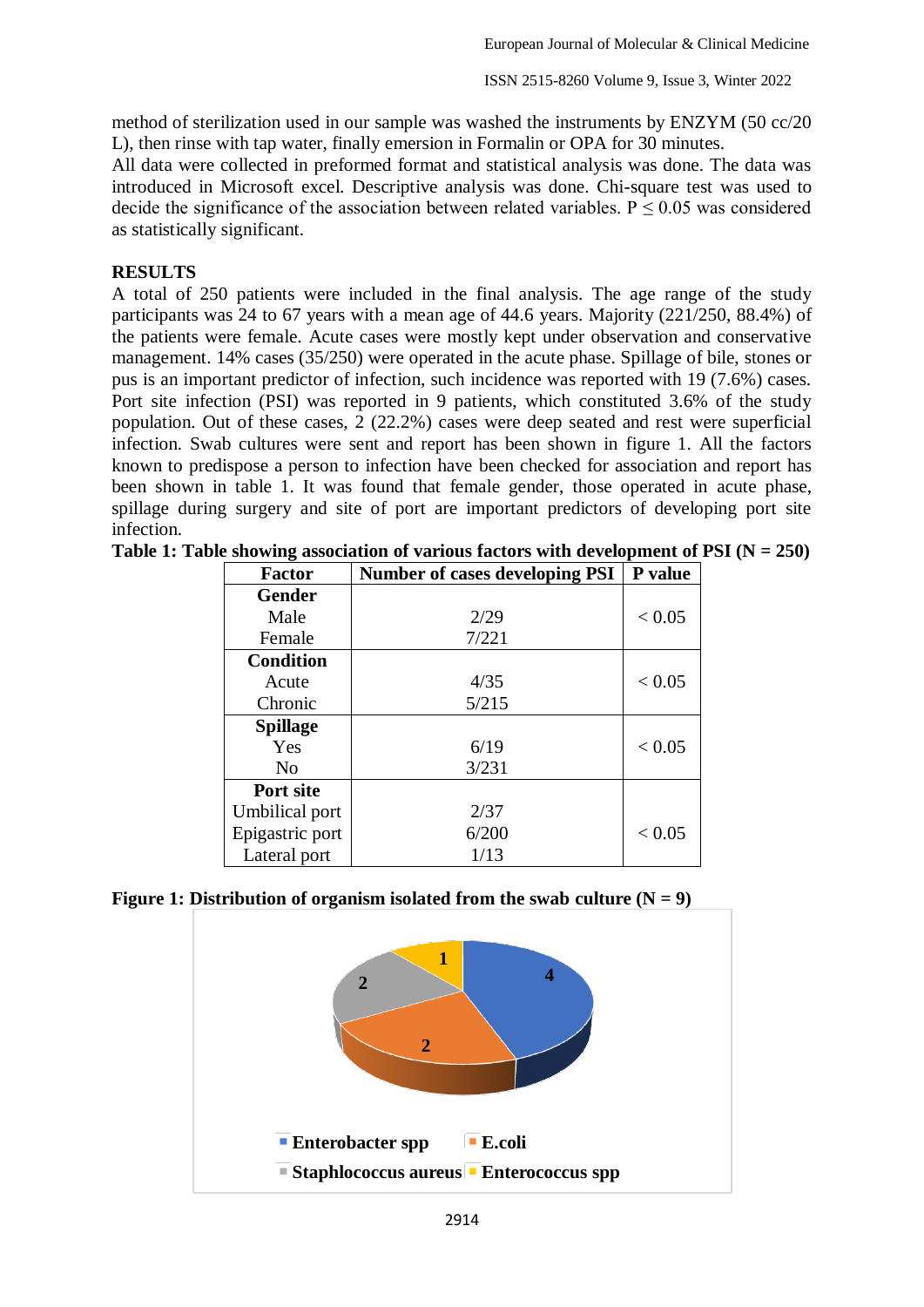method of sterilization used in our sample was washed the instruments by ENZYM (50 cc/20 L), then rinse with tap water, finally emersion in Formalin or OPA for 30 minutes.

All data were collected in preformed format and statistical analysis was done. The data was introduced in Microsoft excel. Descriptive analysis was done. Chi-square test was used to decide the significance of the association between related variables. $P \leq 0.05$ was considered as statistically significant.

## RESULTS

A total of 250 patients were included in the final analysis. The age range of the study participants was 24 to 67 years with a mean age of 44.6 years. Majority (221/250, 88.4%) of the patients were female. Acute cases were mostly kept under observation and conservative management. 14% cases (35/250) were operated in the acute phase. Spillage of bile, stones or pus is an important predictor of infection, such incidence was reported with 19 (7.6%) cases. Port site infection (PSI) was reported in 9 patients, which constituted 3.6% of the study population. Out of these cases, 2 (22.2%) cases were deep seated and rest were superficial infection. Swab cultures were sent and report has been shown in figure 1. All the factors known to predispose a person to infection have been checked for association and report has been shown in table 1. It was found that female gender, those operated in acute phase, spillage during surgery and site of port are important predictors of developing port site infection.

**Table 1: Table showing association of various factors with development of PSI (N = 250)**

| Factor | Number of cases developing PSI | P value |
|---|---|---|
| **Gender** | | |
| Male | 2/29 | < 0.05 |
| Female | 7/221 | |
| **Condition** | | |
| Acute | 4/35 | < 0.05 |
| Chronic | 5/215 | |
| **Spillage** | | |
| Yes | 6/19 | < 0.05 |
| No | 3/231 | |
| **Port site** | | |
| Umbilical port | 2/37 | |
| Epigastric port | 6/200 | < 0.05 |
| Lateral port | 1/13 | |

**Figure 1: Distribution of organism isolated from the swab culture (N = 9)**

Enterobacter spp: 4; E.coli: 2; Staphlococcus aureus: 2; Enterococcus spp: 1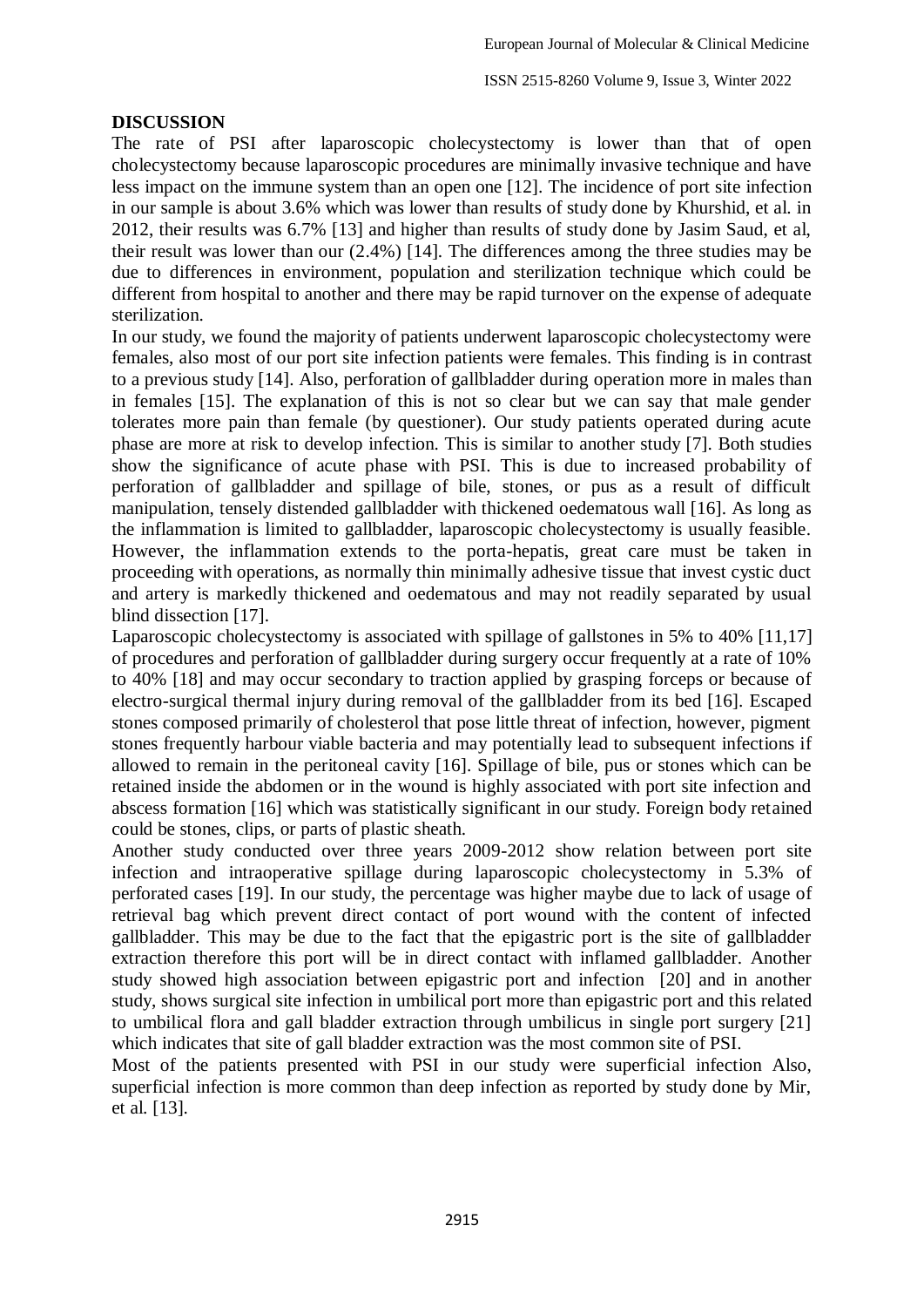## DISCUSSION

The rate of PSI after laparoscopic cholecystectomy is lower than that of open cholecystectomy because laparoscopic procedures are minimally invasive technique and have less impact on the immune system than an open one [12]. The incidence of port site infection in our sample is about 3.6% which was lower than results of study done by Khurshid, et al. in 2012, their results was 6.7% [13] and higher than results of study done by Jasim Saud, et al, their result was lower than our (2.4%) [14]. The differences among the three studies may be due to differences in environment, population and sterilization technique which could be different from hospital to another and there may be rapid turnover on the expense of adequate sterilization.

In our study, we found the majority of patients underwent laparoscopic cholecystectomy were females, also most of our port site infection patients were females. This finding is in contrast to a previous study [14]. Also, perforation of gallbladder during operation more in males than in females [15]. The explanation of this is not so clear but we can say that male gender tolerates more pain than female (by questioner). Our study patients operated during acute phase are more at risk to develop infection. This is similar to another study [7]. Both studies show the significance of acute phase with PSI. This is due to increased probability of perforation of gallbladder and spillage of bile, stones, or pus as a result of difficult manipulation, tensely distended gallbladder with thickened oedematous wall [16]. As long as the inflammation is limited to gallbladder, laparoscopic cholecystectomy is usually feasible. However, the inflammation extends to the porta-hepatis, great care must be taken in proceeding with operations, as normally thin minimally adhesive tissue that invest cystic duct and artery is markedly thickened and oedematous and may not readily separated by usual blind dissection [17].

Laparoscopic cholecystectomy is associated with spillage of gallstones in 5% to 40% [11,17] of procedures and perforation of gallbladder during surgery occur frequently at a rate of 10% to 40% [18] and may occur secondary to traction applied by grasping forceps or because of electro-surgical thermal injury during removal of the gallbladder from its bed [16]. Escaped stones composed primarily of cholesterol that pose little threat of infection, however, pigment stones frequently harbour viable bacteria and may potentially lead to subsequent infections if allowed to remain in the peritoneal cavity [16]. Spillage of bile, pus or stones which can be retained inside the abdomen or in the wound is highly associated with port site infection and abscess formation [16] which was statistically significant in our study. Foreign body retained could be stones, clips, or parts of plastic sheath.

Another study conducted over three years 2009-2012 show relation between port site infection and intraoperative spillage during laparoscopic cholecystectomy in 5.3% of perforated cases [19]. In our study, the percentage was higher maybe due to lack of usage of retrieval bag which prevent direct contact of port wound with the content of infected gallbladder. This may be due to the fact that the epigastric port is the site of gallbladder extraction therefore this port will be in direct contact with inflamed gallbladder. Another study showed high association between epigastric port and infection [20] and in another study, shows surgical site infection in umbilical port more than epigastric port and this related to umbilical flora and gall bladder extraction through umbilicus in single port surgery [21] which indicates that site of gall bladder extraction was the most common site of PSI.

Most of the patients presented with PSI in our study were superficial infection Also, superficial infection is more common than deep infection as reported by study done by Mir, et al. [13].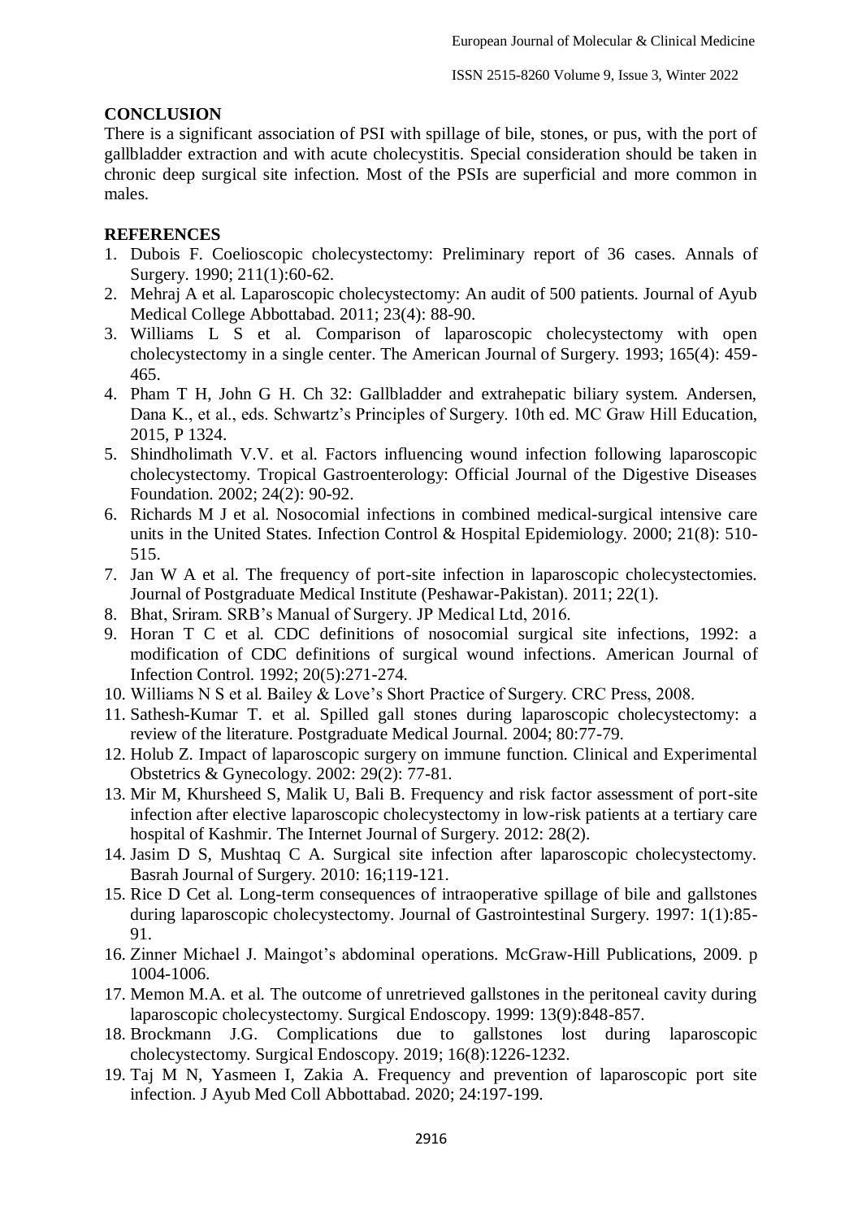## CONCLUSION

There is a significant association of PSI with spillage of bile, stones, or pus, with the port of gallbladder extraction and with acute cholecystitis. Special consideration should be taken in chronic deep surgical site infection. Most of the PSIs are superficial and more common in males.

## REFERENCES

1. Dubois F. Coelioscopic cholecystectomy: Preliminary report of 36 cases. Annals of Surgery. 1990; 211(1):60-62.
2. Mehraj A et al. Laparoscopic cholecystectomy: An audit of 500 patients. Journal of Ayub Medical College Abbottabad. 2011; 23(4): 88-90.
3. Williams L S et al. Comparison of laparoscopic cholecystectomy with open cholecystectomy in a single center. The American Journal of Surgery. 1993; 165(4): 459-465.
4. Pham T H, John G H. Ch 32: Gallbladder and extrahepatic biliary system. Andersen, Dana K., et al., eds. Schwartz's Principles of Surgery. 10th ed. MC Graw Hill Education, 2015, P 1324.
5. Shindholimath V.V. et al. Factors influencing wound infection following laparoscopic cholecystectomy. Tropical Gastroenterology: Official Journal of the Digestive Diseases Foundation. 2002; 24(2): 90-92.
6. Richards M J et al. Nosocomial infections in combined medical-surgical intensive care units in the United States. Infection Control & Hospital Epidemiology. 2000; 21(8): 510-515.
7. Jan W A et al. The frequency of port-site infection in laparoscopic cholecystectomies. Journal of Postgraduate Medical Institute (Peshawar-Pakistan). 2011; 22(1).
8. Bhat, Sriram. SRB's Manual of Surgery. JP Medical Ltd, 2016.
9. Horan T C et al. CDC definitions of nosocomial surgical site infections, 1992: a modification of CDC definitions of surgical wound infections. American Journal of Infection Control. 1992; 20(5):271-274.
10. Williams N S et al. Bailey & Love's Short Practice of Surgery. CRC Press, 2008.
11. Sathesh-Kumar T. et al. Spilled gall stones during laparoscopic cholecystectomy: a review of the literature. Postgraduate Medical Journal. 2004; 80:77-79.
12. Holub Z. Impact of laparoscopic surgery on immune function. Clinical and Experimental Obstetrics & Gynecology. 2002: 29(2): 77-81.
13. Mir M, Khursheed S, Malik U, Bali B. Frequency and risk factor assessment of port-site infection after elective laparoscopic cholecystectomy in low-risk patients at a tertiary care hospital of Kashmir. The Internet Journal of Surgery. 2012: 28(2).
14. Jasim D S, Mushtaq C A. Surgical site infection after laparoscopic cholecystectomy. Basrah Journal of Surgery. 2010: 16;119-121.
15. Rice D Cet al. Long-term consequences of intraoperative spillage of bile and gallstones during laparoscopic cholecystectomy. Journal of Gastrointestinal Surgery. 1997: 1(1):85-91.
16. Zinner Michael J. Maingot's abdominal operations. McGraw-Hill Publications, 2009. p 1004-1006.
17. Memon M.A. et al. The outcome of unretrieved gallstones in the peritoneal cavity during laparoscopic cholecystectomy. Surgical Endoscopy. 1999: 13(9):848-857.
18. Brockmann J.G. Complications due to gallstones lost during laparoscopic cholecystectomy. Surgical Endoscopy. 2019; 16(8):1226-1232.
19. Taj M N, Yasmeen I, Zakia A. Frequency and prevention of laparoscopic port site infection. J Ayub Med Coll Abbottabad. 2020; 24:197-199.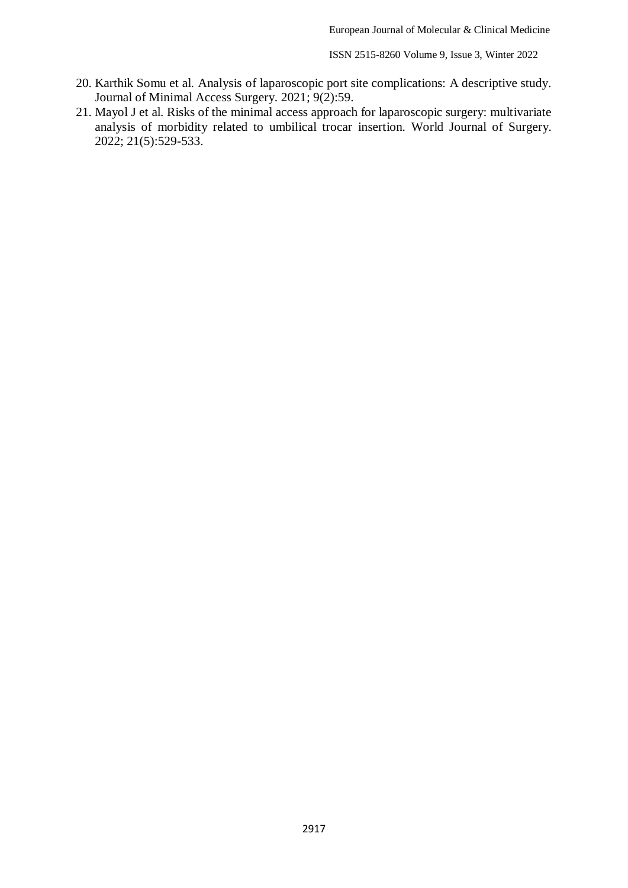20. Karthik Somu et al. Analysis of laparoscopic port site complications: A descriptive study. Journal of Minimal Access Surgery. 2021; 9(2):59.
21. Mayol J et al. Risks of the minimal access approach for laparoscopic surgery: multivariate analysis of morbidity related to umbilical trocar insertion. World Journal of Surgery. 2022; 21(5):529-533.